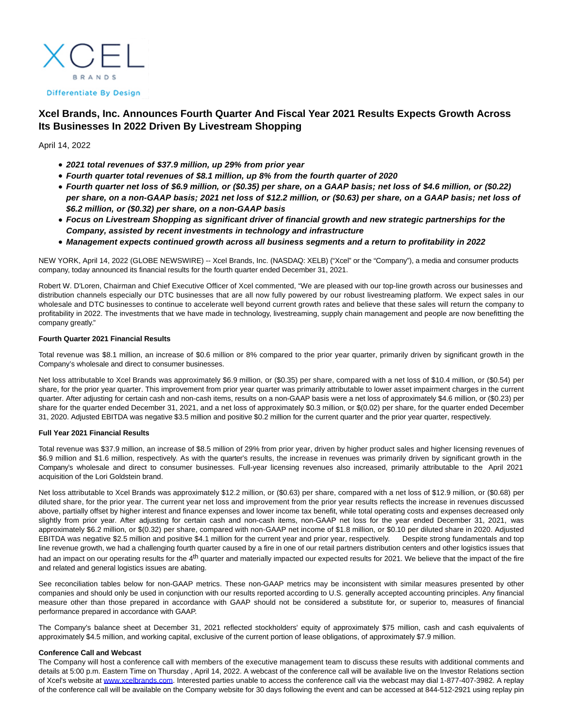# Xcel Brands, Inc. Announces Fourth Quarter And Fiscal Year 2021 Results Expects Growth Across Its Businesses In 2022 Driven By Livestream Shopping

April 14, 2022

- ***2021 total revenues of $37.9 million, up 29% from prior year***
- ***Fourth quarter total revenues of $8.1 million, up 8% from the fourth quarter of 2020***
- ***Fourth quarter net loss of $6.9 million, or ($0.35) per share, on a GAAP basis; net loss of $4.6 million, or ($0.22) per share, on a non-GAAP basis; 2021 net loss of $12.2 million, or ($0.63) per share, on a GAAP basis; net loss of $6.2 million, or ($0.32) per share, on a non-GAAP basis***
- ***Focus on Livestream Shopping as significant driver of financial growth and new strategic partnerships for the Company, assisted by recent investments in technology and infrastructure***
- ***Management expects continued growth across all business segments and a return to profitability in 2022***

NEW YORK, April 14, 2022 (GLOBE NEWSWIRE) -- Xcel Brands, Inc. (NASDAQ: XELB) ("Xcel" or the "Company"), a media and consumer products company, today announced its financial results for the fourth quarter ended December 31, 2021.

Robert W. D'Loren, Chairman and Chief Executive Officer of Xcel commented, "We are pleased with our top-line growth across our businesses and distribution channels especially our DTC businesses that are all now fully powered by our robust livestreaming platform. We expect sales in our wholesale and DTC businesses to continue to accelerate well beyond current growth rates and believe that these sales will return the company to profitability in 2022. The investments that we have made in technology, livestreaming, supply chain management and people are now benefitting the company greatly."

**Fourth Quarter 2021 Financial Results**

Total revenue was $8.1 million, an increase of $0.6 million or 8% compared to the prior year quarter, primarily driven by significant growth in the Company's wholesale and direct to consumer businesses.

Net loss attributable to Xcel Brands was approximately $6.9 million, or ($0.35) per share, compared with a net loss of $10.4 million, or ($0.54) per share, for the prior year quarter. This improvement from prior year quarter was primarily attributable to lower asset impairment charges in the current quarter. After adjusting for certain cash and non-cash items, results on a non-GAAP basis were a net loss of approximately $4.6 million, or ($0.23) per share for the quarter ended December 31, 2021, and a net loss of approximately $0.3 million, or $(0.02) per share, for the quarter ended December 31, 2020. Adjusted EBITDA was negative $3.5 million and positive $0.2 million for the current quarter and the prior year quarter, respectively.

**Full Year 2021 Financial Results**

Total revenue was $37.9 million, an increase of $8.5 million of 29% from prior year, driven by higher product sales and higher licensing revenues of $6.9 million and $1.6 million, respectively. As with the quarter's results, the increase in revenues was primarily driven by significant growth in the Company's wholesale and direct to consumer businesses. Full-year licensing revenues also increased, primarily attributable to the April 2021 acquisition of the Lori Goldstein brand.

Net loss attributable to Xcel Brands was approximately $12.2 million, or ($0.63) per share, compared with a net loss of $12.9 million, or ($0.68) per diluted share, for the prior year. The current year net loss and improvement from the prior year results reflects the increase in revenues discussed above, partially offset by higher interest and finance expenses and lower income tax benefit, while total operating costs and expenses decreased only slightly from prior year. After adjusting for certain cash and non-cash items, non-GAAP net loss for the year ended December 31, 2021, was approximately $6.2 million, or $(0.32) per share, compared with non-GAAP net income of $1.8 million, or $0.10 per diluted share in 2020. Adjusted EBITDA was negative $2.5 million and positive $4.1 million for the current year and prior year, respectively. Despite strong fundamentals and top line revenue growth, we had a challenging fourth quarter caused by a fire in one of our retail partners distribution centers and other logistics issues that had an impact on our operating results for the 4th quarter and materially impacted our expected results for 2021. We believe that the impact of the fire and related and general logistics issues are abating.

See reconciliation tables below for non-GAAP metrics. These non-GAAP metrics may be inconsistent with similar measures presented by other companies and should only be used in conjunction with our results reported according to U.S. generally accepted accounting principles. Any financial measure other than those prepared in accordance with GAAP should not be considered a substitute for, or superior to, measures of financial performance prepared in accordance with GAAP.

The Company's balance sheet at December 31, 2021 reflected stockholders' equity of approximately $75 million, cash and cash equivalents of approximately $4.5 million, and working capital, exclusive of the current portion of lease obligations, of approximately $7.9 million.

**Conference Call and Webcast**

The Company will host a conference call with members of the executive management team to discuss these results with additional comments and details at 5:00 p.m. Eastern Time on Thursday , April 14, 2022. A webcast of the conference call will be available live on the Investor Relations section of Xcel's website at www.xcelbrands.com. Interested parties unable to access the conference call via the webcast may dial 1-877-407-3982. A replay of the conference call will be available on the Company website for 30 days following the event and can be accessed at 844-512-2921 using replay pin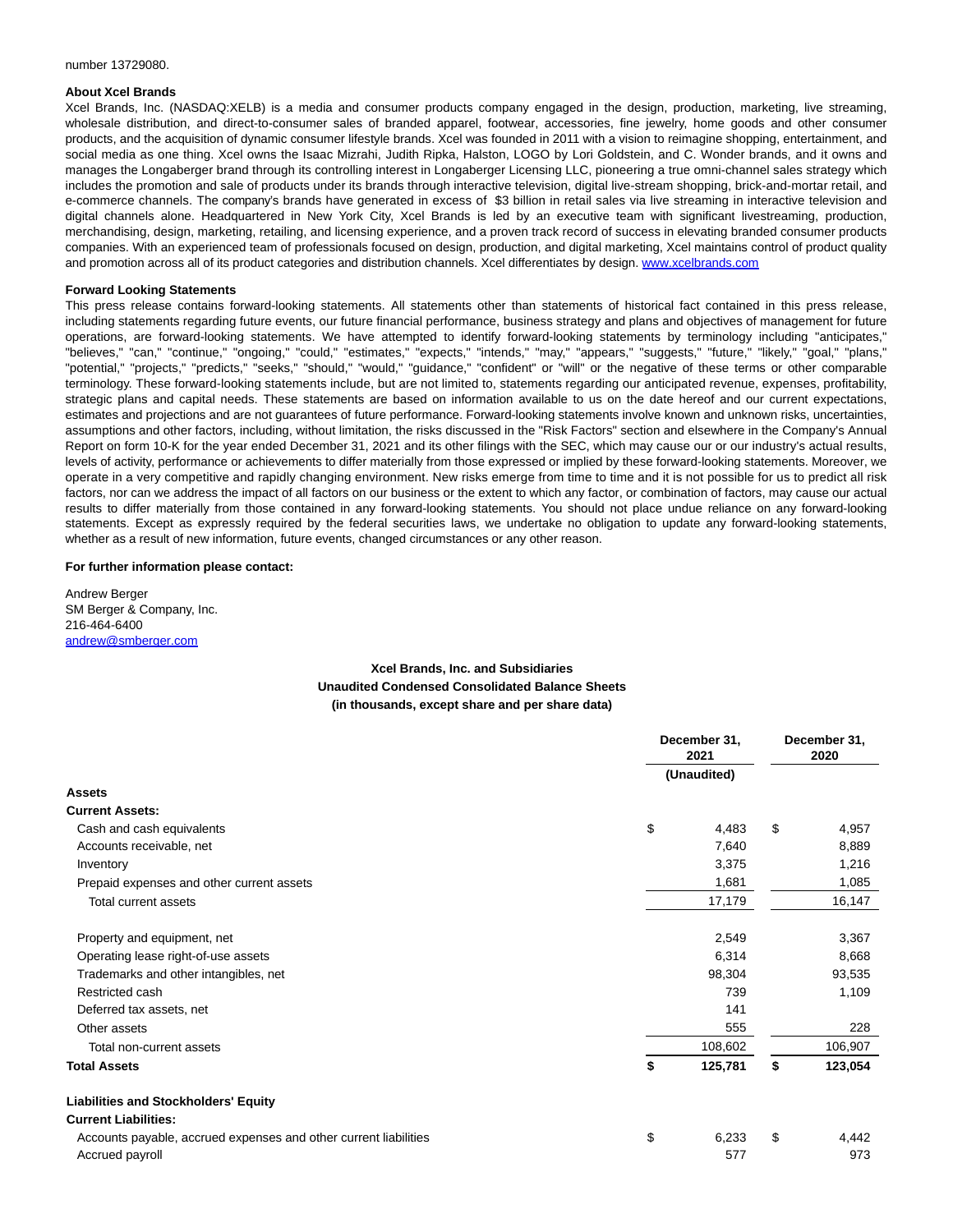number 13729080.

**About Xcel Brands**

Xcel Brands, Inc. (NASDAQ:XELB) is a media and consumer products company engaged in the design, production, marketing, live streaming, wholesale distribution, and direct-to-consumer sales of branded apparel, footwear, accessories, fine jewelry, home goods and other consumer products, and the acquisition of dynamic consumer lifestyle brands. Xcel was founded in 2011 with a vision to reimagine shopping, entertainment, and social media as one thing. Xcel owns the Isaac Mizrahi, Judith Ripka, Halston, LOGO by Lori Goldstein, and C. Wonder brands, and it owns and manages the Longaberger brand through its controlling interest in Longaberger Licensing LLC, pioneering a true omni-channel sales strategy which includes the promotion and sale of products under its brands through interactive television, digital live-stream shopping, brick-and-mortar retail, and e-commerce channels. The company's brands have generated in excess of $3 billion in retail sales via live streaming in interactive television and digital channels alone. Headquartered in New York City, Xcel Brands is led by an executive team with significant livestreaming, production, merchandising, design, marketing, retailing, and licensing experience, and a proven track record of success in elevating branded consumer products companies. With an experienced team of professionals focused on design, production, and digital marketing, Xcel maintains control of product quality and promotion across all of its product categories and distribution channels. Xcel differentiates by design. www.xcelbrands.com

**Forward Looking Statements**

This press release contains forward-looking statements. All statements other than statements of historical fact contained in this press release, including statements regarding future events, our future financial performance, business strategy and plans and objectives of management for future operations, are forward-looking statements. We have attempted to identify forward-looking statements by terminology including "anticipates," "believes," "can," "continue," "ongoing," "could," "estimates," "expects," "intends," "may," "appears," "suggests," "future," "likely," "goal," "plans," "potential," "projects," "predicts," "seeks," "should," "would," "guidance," "confident" or "will" or the negative of these terms or other comparable terminology. These forward-looking statements include, but are not limited to, statements regarding our anticipated revenue, expenses, profitability, strategic plans and capital needs. These statements are based on information available to us on the date hereof and our current expectations, estimates and projections and are not guarantees of future performance. Forward-looking statements involve known and unknown risks, uncertainties, assumptions and other factors, including, without limitation, the risks discussed in the "Risk Factors" section and elsewhere in the Company's Annual Report on form 10-K for the year ended December 31, 2021 and its other filings with the SEC, which may cause our or our industry's actual results, levels of activity, performance or achievements to differ materially from those expressed or implied by these forward-looking statements. Moreover, we operate in a very competitive and rapidly changing environment. New risks emerge from time to time and it is not possible for us to predict all risk factors, nor can we address the impact of all factors on our business or the extent to which any factor, or combination of factors, may cause our actual results to differ materially from those contained in any forward-looking statements. You should not place undue reliance on any forward-looking statements. Except as expressly required by the federal securities laws, we undertake no obligation to update any forward-looking statements, whether as a result of new information, future events, changed circumstances or any other reason.

**For further information please contact:**

Andrew Berger
SM Berger & Company, Inc.
216-464-6400
andrew@smberger.com

**Xcel Brands, Inc. and Subsidiaries**
**Unaudited Condensed Consolidated Balance Sheets**
**(in thousands, except share and per share data)**

| | December 31, 2021 (Unaudited) | December 31, 2020 |
|---|---|---|
| **Assets** | | |
| **Current Assets:** | | |
| Cash and cash equivalents | $ 4,483 | $ 4,957 |
| Accounts receivable, net | 7,640 | 8,889 |
| Inventory | 3,375 | 1,216 |
| Prepaid expenses and other current assets | 1,681 | 1,085 |
| Total current assets | 17,179 | 16,147 |
| Property and equipment, net | 2,549 | 3,367 |
| Operating lease right-of-use assets | 6,314 | 8,668 |
| Trademarks and other intangibles, net | 98,304 | 93,535 |
| Restricted cash | 739 | 1,109 |
| Deferred tax assets, net | 141 | |
| Other assets | 555 | 228 |
| Total non-current assets | 108,602 | 106,907 |
| **Total Assets** | **$ 125,781** | **$ 123,054** |
| **Liabilities and Stockholders' Equity** | | |
| **Current Liabilities:** | | |
| Accounts payable, accrued expenses and other current liabilities | $ 6,233 | $ 4,442 |
| Accrued payroll | 577 | 973 |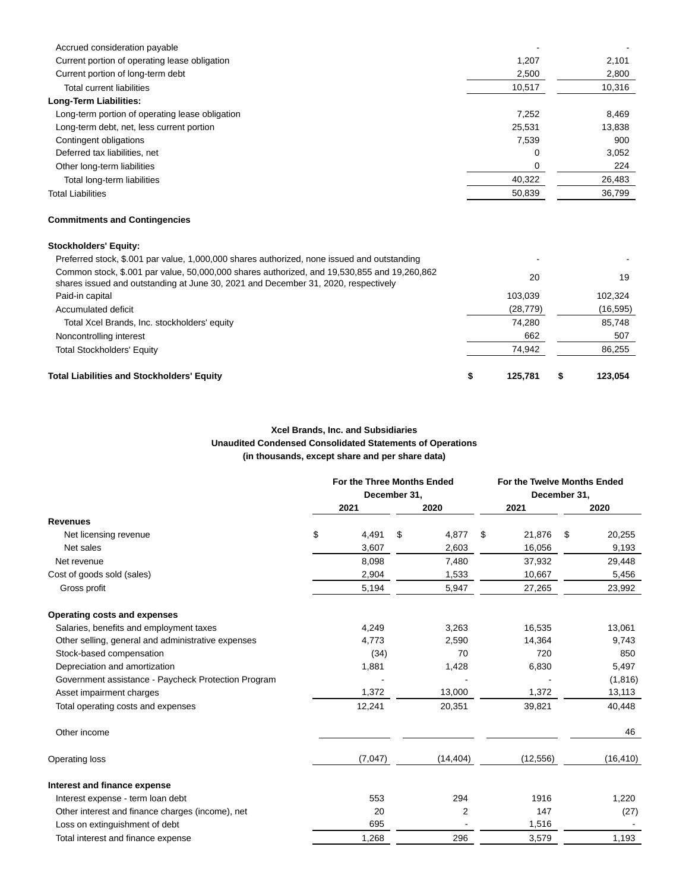| | | |
|---|---|---|
| Accrued consideration payable | - | - |
| Current portion of operating lease obligation | 1,207 | 2,101 |
| Current portion of long-term debt | 2,500 | 2,800 |
| Total current liabilities | 10,517 | 10,316 |
| **Long-Term Liabilities:** | | |
| Long-term portion of operating lease obligation | 7,252 | 8,469 |
| Long-term debt, net, less current portion | 25,531 | 13,838 |
| Contingent obligations | 7,539 | 900 |
| Deferred tax liabilities, net | 0 | 3,052 |
| Other long-term liabilities | 0 | 224 |
| Total long-term liabilities | 40,322 | 26,483 |
| Total Liabilities | 50,839 | 36,799 |
| | | |
| **Commitments and Contingencies** | | |
| | | |
| **Stockholders' Equity:** | | |
| Preferred stock, $.001 par value, 1,000,000 shares authorized, none issued and outstanding | - | - |
| Common stock, $.001 par value, 50,000,000 shares authorized, and 19,530,855 and 19,260,862 shares issued and outstanding at June 30, 2021 and December 31, 2020, respectively | 20 | 19 |
| Paid-in capital | 103,039 | 102,324 |
| Accumulated deficit | (28,779) | (16,595) |
| Total Xcel Brands, Inc. stockholders' equity | 74,280 | 85,748 |
| Noncontrolling interest | 662 | 507 |
| Total Stockholders' Equity | 74,942 | 86,255 |
| | | |
| **Total Liabilities and Stockholders' Equity** | **$ 125,781** | **$ 123,054** |

**Xcel Brands, Inc. and Subsidiaries**
**Unaudited Condensed Consolidated Statements of Operations**
**(in thousands, except share and per share data)**

| | For the Three Months Ended December 31, | | For the Twelve Months Ended December 31, | |
|---|---|---|---|---|
| | 2021 | 2020 | 2021 | 2020 |
| **Revenues** | | | | |
| Net licensing revenue | $ 4,491 | $ 4,877 | $ 21,876 | $ 20,255 |
| Net sales | 3,607 | 2,603 | 16,056 | 9,193 |
| Net revenue | 8,098 | 7,480 | 37,932 | 29,448 |
| Cost of goods sold (sales) | 2,904 | 1,533 | 10,667 | 5,456 |
| Gross profit | 5,194 | 5,947 | 27,265 | 23,992 |
| | | | | |
| **Operating costs and expenses** | | | | |
| Salaries, benefits and employment taxes | 4,249 | 3,263 | 16,535 | 13,061 |
| Other selling, general and administrative expenses | 4,773 | 2,590 | 14,364 | 9,743 |
| Stock-based compensation | (34) | 70 | 720 | 850 |
| Depreciation and amortization | 1,881 | 1,428 | 6,830 | 5,497 |
| Government assistance - Paycheck Protection Program | - | - | - | (1,816) |
| Asset impairment charges | 1,372 | 13,000 | 1,372 | 13,113 |
| Total operating costs and expenses | 12,241 | 20,351 | 39,821 | 40,448 |
| | | | | |
| Other income | | | | 46 |
| | | | | |
| Operating loss | (7,047) | (14,404) | (12,556) | (16,410) |
| | | | | |
| **Interest and finance expense** | | | | |
| Interest expense - term loan debt | 553 | 294 | 1916 | 1,220 |
| Other interest and finance charges (income), net | 20 | 2 | 147 | (27) |
| Loss on extinguishment of debt | 695 | - | 1,516 | - |
| Total interest and finance expense | 1,268 | 296 | 3,579 | 1,193 |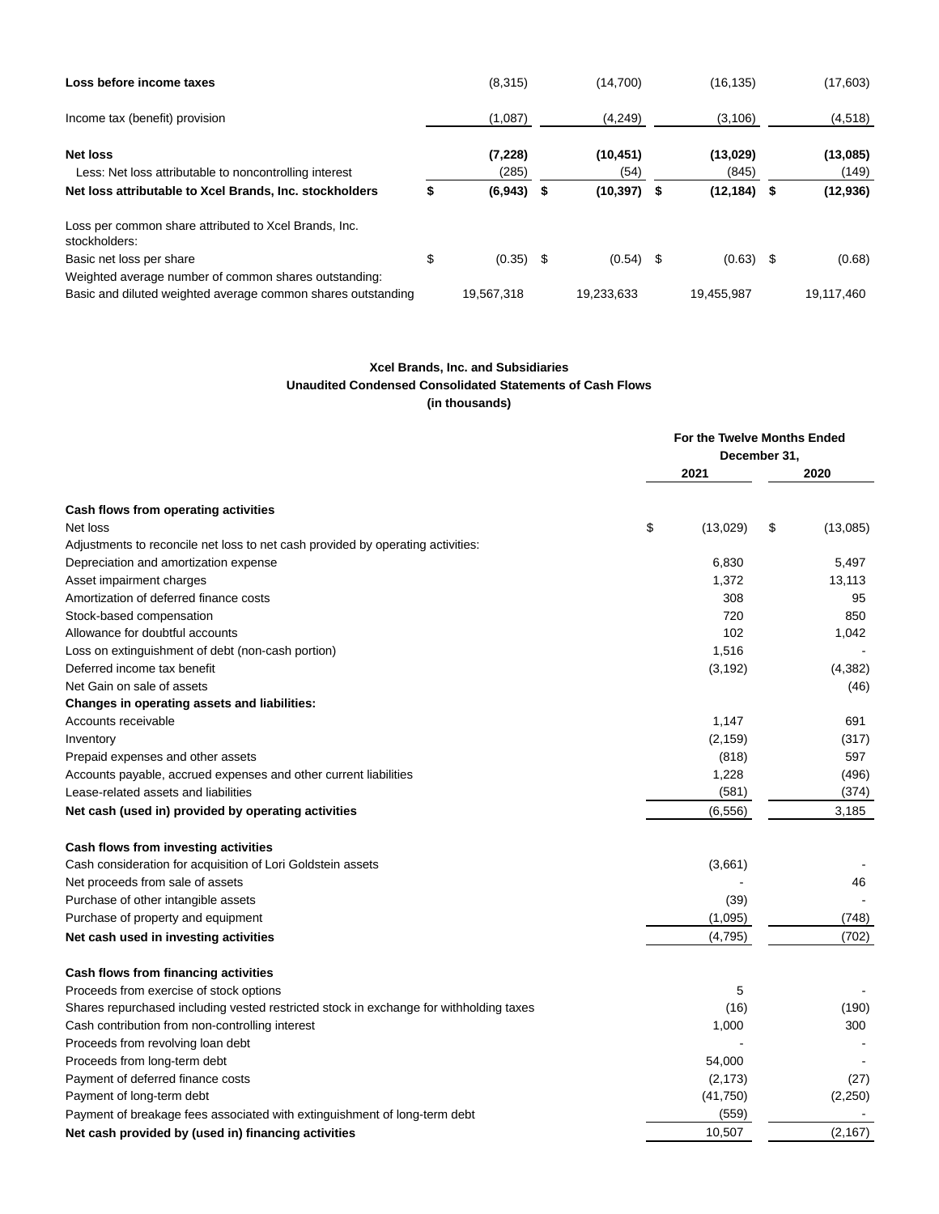| | | | | |
|---|---|---|---|---|
| **Loss before income taxes** | (8,315) | (14,700) | (16,135) | (17,603) |
| Income tax (benefit) provision | (1,087) | (4,249) | (3,106) | (4,518) |
| **Net loss** | **(7,228)** | **(10,451)** | **(13,029)** | **(13,085)** |
| Less: Net loss attributable to noncontrolling interest | (285) | (54) | (845) | (149) |
| **Net loss attributable to Xcel Brands, Inc. stockholders** | **$ (6,943)** | **$ (10,397)** | **$ (12,184)** | **$ (12,936)** |
| Loss per common share attributed to Xcel Brands, Inc. stockholders: | | | | |
| Basic net loss per share | $ (0.35) | $ (0.54) | $ (0.63) | $ (0.68) |
| Weighted average number of common shares outstanding: | | | | |
| Basic and diluted weighted average common shares outstanding | 19,567,318 | 19,233,633 | 19,455,987 | 19,117,460 |

**Xcel Brands, Inc. and Subsidiaries**
**Unaudited Condensed Consolidated Statements of Cash Flows**
**(in thousands)**

| | For the Twelve Months Ended December 31, | |
|---|---|---|
| | 2021 | 2020 |
| **Cash flows from operating activities** | | |
| Net loss | $ (13,029) | $ (13,085) |
| Adjustments to reconcile net loss to net cash provided by operating activities: | | |
| Depreciation and amortization expense | 6,830 | 5,497 |
| Asset impairment charges | 1,372 | 13,113 |
| Amortization of deferred finance costs | 308 | 95 |
| Stock-based compensation | 720 | 850 |
| Allowance for doubtful accounts | 102 | 1,042 |
| Loss on extinguishment of debt (non-cash portion) | 1,516 | - |
| Deferred income tax benefit | (3,192) | (4,382) |
| Net Gain on sale of assets | | (46) |
| **Changes in operating assets and liabilities:** | | |
| Accounts receivable | 1,147 | 691 |
| Inventory | (2,159) | (317) |
| Prepaid expenses and other assets | (818) | 597 |
| Accounts payable, accrued expenses and other current liabilities | 1,228 | (496) |
| Lease-related assets and liabilities | (581) | (374) |
| **Net cash (used in) provided by operating activities** | (6,556) | 3,185 |
| **Cash flows from investing activities** | | |
| Cash consideration for acquisition of Lori Goldstein assets | (3,661) | - |
| Net proceeds from sale of assets | - | 46 |
| Purchase of other intangible assets | (39) | - |
| Purchase of property and equipment | (1,095) | (748) |
| **Net cash used in investing activities** | (4,795) | (702) |
| **Cash flows from financing activities** | | |
| Proceeds from exercise of stock options | 5 | - |
| Shares repurchased including vested restricted stock in exchange for withholding taxes | (16) | (190) |
| Cash contribution from non-controlling interest | 1,000 | 300 |
| Proceeds from revolving loan debt | - | - |
| Proceeds from long-term debt | 54,000 | - |
| Payment of deferred finance costs | (2,173) | (27) |
| Payment of long-term debt | (41,750) | (2,250) |
| Payment of breakage fees associated with extinguishment of long-term debt | (559) | - |
| **Net cash provided by (used in) financing activities** | 10,507 | (2,167) |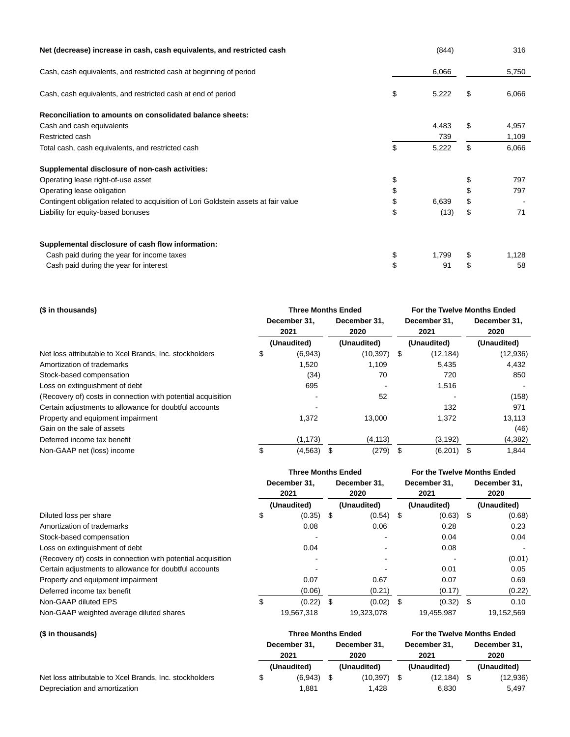| | | |
|---|---|---|
| **Net (decrease) increase in cash, cash equivalents, and restricted cash** | (844) | 316 |
| Cash, cash equivalents, and restricted cash at beginning of period | 6,066 | 5,750 |
| Cash, cash equivalents, and restricted cash at end of period | $ 5,222 | $ 6,066 |
| **Reconciliation to amounts on consolidated balance sheets:** | | |
| Cash and cash equivalents | 4,483 | $ 4,957 |
| Restricted cash | 739 | 1,109 |
| Total cash, cash equivalents, and restricted cash | $ 5,222 | $ 6,066 |
| **Supplemental disclosure of non-cash activities:** | | |
| Operating lease right-of-use asset | $ | $ 797 |
| Operating lease obligation | $ | $ 797 |
| Contingent obligation related to acquisition of Lori Goldstein assets at fair value | $ 6,639 | $ - |
| Liability for equity-based bonuses | $ (13) | $ 71 |
| **Supplemental disclosure of cash flow information:** | | |
| Cash paid during the year for income taxes | $ 1,799 | $ 1,128 |
| Cash paid during the year for interest | $ 91 | $ 58 |

| **($ in thousands)** | **Three Months Ended** | | **For the Twelve Months Ended** | |
|---|---|---|---|---|
| | **December 31, 2021** | **December 31, 2020** | **December 31, 2021** | **December 31, 2020** |
| | **(Unaudited)** | **(Unaudited)** | **(Unaudited)** | **(Unaudited)** |
| Net loss attributable to Xcel Brands, Inc. stockholders | $ (6,943) | (10,397) | $ (12,184) | (12,936) |
| Amortization of trademarks | 1,520 | 1,109 | 5,435 | 4,432 |
| Stock-based compensation | (34) | 70 | 720 | 850 |
| Loss on extinguishment of debt | 695 | - | 1,516 | - |
| (Recovery of) costs in connection with potential acquisition | - | 52 | - | (158) |
| Certain adjustments to allowance for doubtful accounts | - | | 132 | 971 |
| Property and equipment impairment | 1,372 | 13,000 | 1,372 | 13,113 |
| Gain on the sale of assets | | | | (46) |
| Deferred income tax benefit | (1,173) | (4,113) | (3,192) | (4,382) |
| Non-GAAP net (loss) income | $ (4,563) | $ (279) | $ (6,201) | $ 1,844 |

| | **Three Months Ended** | | **For the Twelve Months Ended** | |
|---|---|---|---|---|
| | **December 31, 2021** | **December 31, 2020** | **December 31, 2021** | **December 31, 2020** |
| | **(Unaudited)** | **(Unaudited)** | **(Unaudited)** | **(Unaudited)** |
| Diluted loss per share | $ (0.35) | $ (0.54) | $ (0.63) | $ (0.68) |
| Amortization of trademarks | 0.08 | 0.06 | 0.28 | 0.23 |
| Stock-based compensation | - | - | 0.04 | 0.04 |
| Loss on extinguishment of debt | 0.04 | - | 0.08 | - |
| (Recovery of) costs in connection with potential acquisition | - | - | - | (0.01) |
| Certain adjustments to allowance for doubtful accounts | - | - | 0.01 | 0.05 |
| Property and equipment impairment | 0.07 | 0.67 | 0.07 | 0.69 |
| Deferred income tax benefit | (0.06) | (0.21) | (0.17) | (0.22) |
| Non-GAAP diluted EPS | $ (0.22) | $ (0.02) | $ (0.32) | $ 0.10 |
| Non-GAAP weighted average diluted shares | 19,567,318 | 19,323,078 | 19,455,987 | 19,152,569 |

| **($ in thousands)** | **Three Months Ended** | | **For the Twelve Months Ended** | |
|---|---|---|---|---|
| | **December 31, 2021** | **December 31, 2020** | **December 31, 2021** | **December 31, 2020** |
| | **(Unaudited)** | **(Unaudited)** | **(Unaudited)** | **(Unaudited)** |
| Net loss attributable to Xcel Brands, Inc. stockholders | $ (6,943) | $ (10,397) | $ (12,184) | $ (12,936) |
| Depreciation and amortization | 1,881 | 1,428 | 6,830 | 5,497 |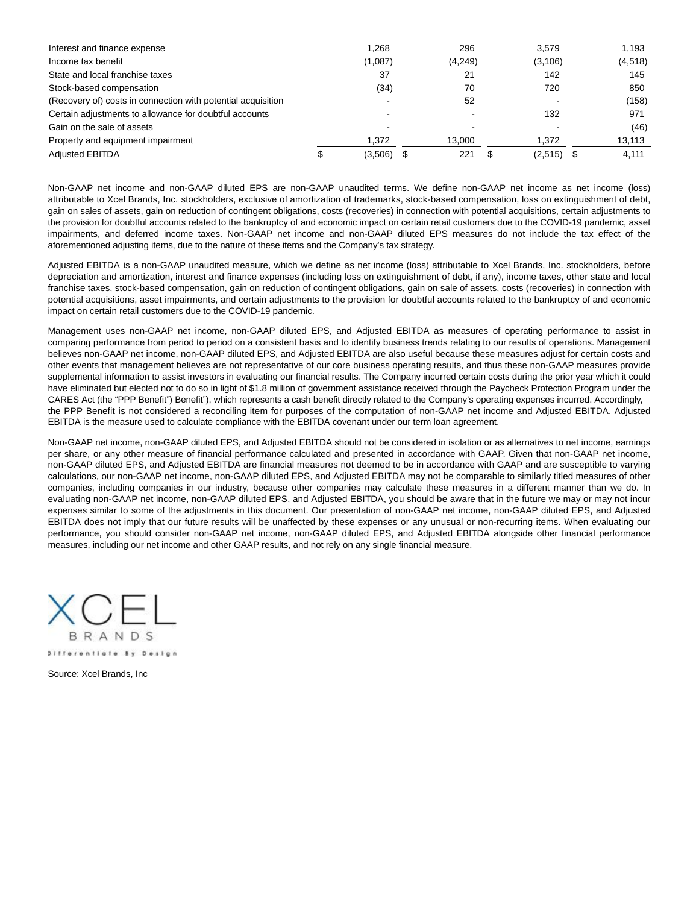| | | | | |
|---|---|---|---|---|
| Interest and finance expense | 1,268 | 296 | 3,579 | 1,193 |
| Income tax benefit | (1,087) | (4,249) | (3,106) | (4,518) |
| State and local franchise taxes | 37 | 21 | 142 | 145 |
| Stock-based compensation | (34) | 70 | 720 | 850 |
| (Recovery of) costs in connection with potential acquisition | - | 52 | - | (158) |
| Certain adjustments to allowance for doubtful accounts | - | - | 132 | 971 |
| Gain on the sale of assets | - | - | - | (46) |
| Property and equipment impairment | 1,372 | 13,000 | 1,372 | 13,113 |
| Adjusted EBITDA | $ (3,506) | $ 221 | $ (2,515) | $ 4,111 |

Non-GAAP net income and non-GAAP diluted EPS are non-GAAP unaudited terms. We define non-GAAP net income as net income (loss) attributable to Xcel Brands, Inc. stockholders, exclusive of amortization of trademarks, stock-based compensation, loss on extinguishment of debt, gain on sales of assets, gain on reduction of contingent obligations, costs (recoveries) in connection with potential acquisitions, certain adjustments to the provision for doubtful accounts related to the bankruptcy of and economic impact on certain retail customers due to the COVID-19 pandemic, asset impairments, and deferred income taxes. Non-GAAP net income and non-GAAP diluted EPS measures do not include the tax effect of the aforementioned adjusting items, due to the nature of these items and the Company's tax strategy.

Adjusted EBITDA is a non-GAAP unaudited measure, which we define as net income (loss) attributable to Xcel Brands, Inc. stockholders, before depreciation and amortization, interest and finance expenses (including loss on extinguishment of debt, if any), income taxes, other state and local franchise taxes, stock-based compensation, gain on reduction of contingent obligations, gain on sale of assets, costs (recoveries) in connection with potential acquisitions, asset impairments, and certain adjustments to the provision for doubtful accounts related to the bankruptcy of and economic impact on certain retail customers due to the COVID-19 pandemic.

Management uses non-GAAP net income, non-GAAP diluted EPS, and Adjusted EBITDA as measures of operating performance to assist in comparing performance from period to period on a consistent basis and to identify business trends relating to our results of operations. Management believes non-GAAP net income, non-GAAP diluted EPS, and Adjusted EBITDA are also useful because these measures adjust for certain costs and other events that management believes are not representative of our core business operating results, and thus these non-GAAP measures provide supplemental information to assist investors in evaluating our financial results. The Company incurred certain costs during the prior year which it could have eliminated but elected not to do so in light of $1.8 million of government assistance received through the Paycheck Protection Program under the CARES Act (the "PPP Benefit") Benefit"), which represents a cash benefit directly related to the Company's operating expenses incurred. Accordingly, the PPP Benefit is not considered a reconciling item for purposes of the computation of non-GAAP net income and Adjusted EBITDA. Adjusted EBITDA is the measure used to calculate compliance with the EBITDA covenant under our term loan agreement.

Non-GAAP net income, non-GAAP diluted EPS, and Adjusted EBITDA should not be considered in isolation or as alternatives to net income, earnings per share, or any other measure of financial performance calculated and presented in accordance with GAAP. Given that non-GAAP net income, non-GAAP diluted EPS, and Adjusted EBITDA are financial measures not deemed to be in accordance with GAAP and are susceptible to varying calculations, our non-GAAP net income, non-GAAP diluted EPS, and Adjusted EBITDA may not be comparable to similarly titled measures of other companies, including companies in our industry, because other companies may calculate these measures in a different manner than we do. In evaluating non-GAAP net income, non-GAAP diluted EPS, and Adjusted EBITDA, you should be aware that in the future we may or may not incur expenses similar to some of the adjustments in this document. Our presentation of non-GAAP net income, non-GAAP diluted EPS, and Adjusted EBITDA does not imply that our future results will be unaffected by these expenses or any unusual or non-recurring items. When evaluating our performance, you should consider non-GAAP net income, non-GAAP diluted EPS, and Adjusted EBITDA alongside other financial performance measures, including our net income and other GAAP results, and not rely on any single financial measure.

XCEL
BRANDS
Differentiate By Design

Source: Xcel Brands, Inc